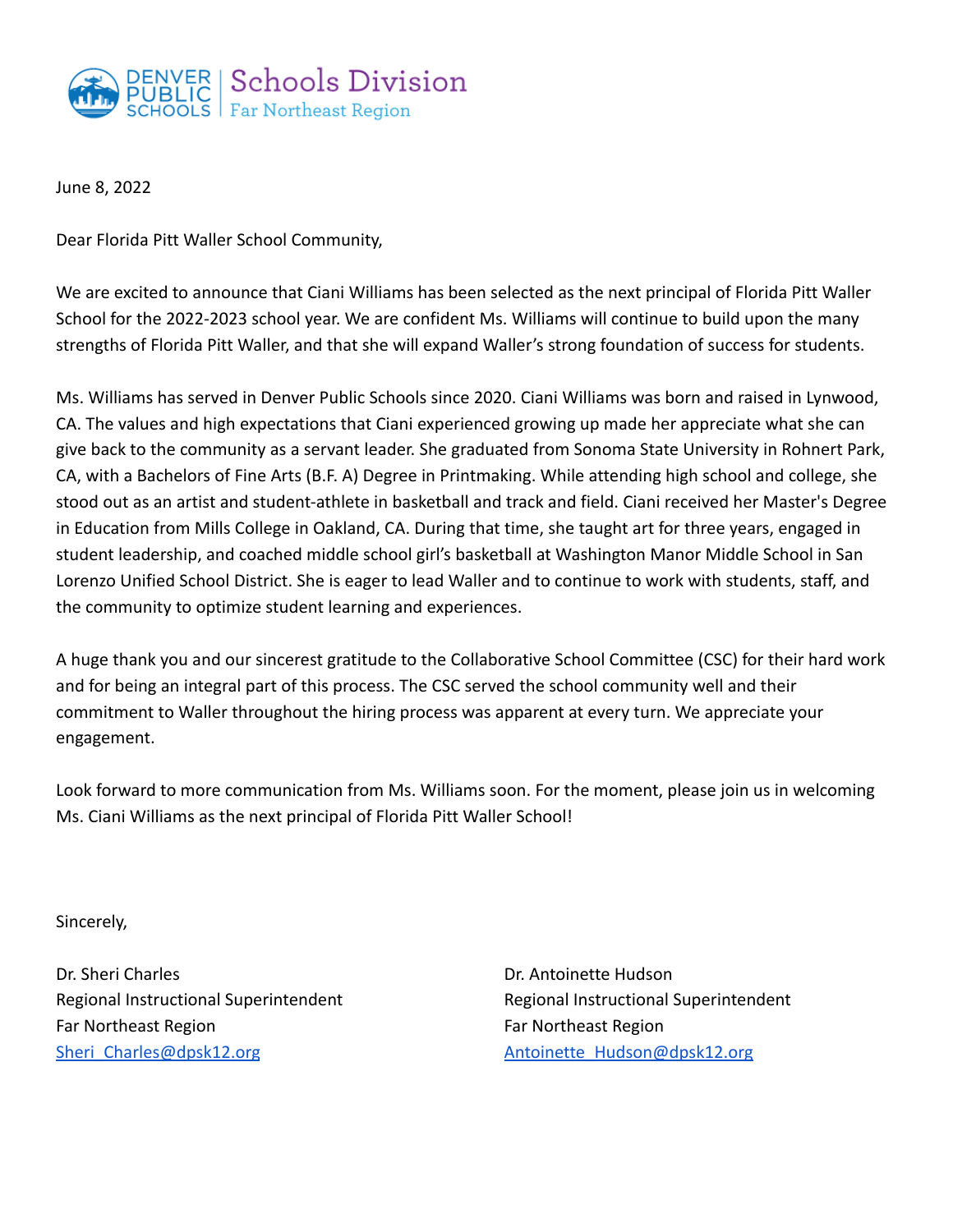DENVER PUBLIC SCHOOLS | Schools Division
Far Northeast Region

June 8, 2022

Dear Florida Pitt Waller School Community,

We are excited to announce that Ciani Williams has been selected as the next principal of Florida Pitt Waller School for the 2022-2023 school year. We are confident Ms. Williams will continue to build upon the many strengths of Florida Pitt Waller, and that she will expand Waller's strong foundation of success for students.

Ms. Williams has served in Denver Public Schools since 2020. Ciani Williams was born and raised in Lynwood, CA. The values and high expectations that Ciani experienced growing up made her appreciate what she can give back to the community as a servant leader. She graduated from Sonoma State University in Rohnert Park, CA, with a Bachelors of Fine Arts (B.F. A) Degree in Printmaking. While attending high school and college, she stood out as an artist and student-athlete in basketball and track and field. Ciani received her Master's Degree in Education from Mills College in Oakland, CA. During that time, she taught art for three years, engaged in student leadership, and coached middle school girl's basketball at Washington Manor Middle School in San Lorenzo Unified School District. She is eager to lead Waller and to continue to work with students, staff, and the community to optimize student learning and experiences.

A huge thank you and our sincerest gratitude to the Collaborative School Committee (CSC) for their hard work and for being an integral part of this process. The CSC served the school community well and their commitment to Waller throughout the hiring process was apparent at every turn. We appreciate your engagement.

Look forward to more communication from Ms. Williams soon. For the moment, please join us in welcoming Ms. Ciani Williams as the next principal of Florida Pitt Waller School!

Sincerely,

Dr. Sheri Charles
Regional Instructional Superintendent
Far Northeast Region
Sheri_Charles@dpsk12.org

Dr. Antoinette Hudson
Regional Instructional Superintendent
Far Northeast Region
Antoinette_Hudson@dpsk12.org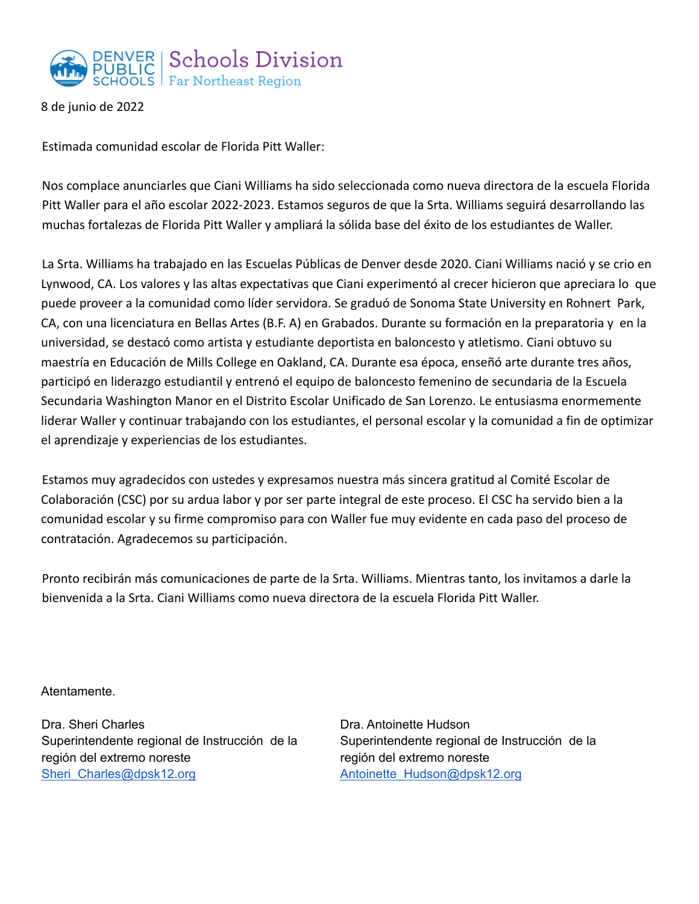DENVER PUBLIC SCHOOLS | Schools Division
Far Northeast Region

8 de junio de 2022

Estimada comunidad escolar de Florida Pitt Waller:

Nos complace anunciarles que Ciani Williams ha sido seleccionada como nueva directora de la escuela Florida Pitt Waller para el año escolar 2022-2023. Estamos seguros de que la Srta. Williams seguirá desarrollando las muchas fortalezas de Florida Pitt Waller y ampliará la sólida base del éxito de los estudiantes de Waller.

La Srta. Williams ha trabajado en las Escuelas Públicas de Denver desde 2020. Ciani Williams nació y se crio en Lynwood, CA. Los valores y las altas expectativas que Ciani experimentó al crecer hicieron que apreciara lo que puede proveer a la comunidad como líder servidora. Se graduó de Sonoma State University en Rohnert Park, CA, con una licenciatura en Bellas Artes (B.F. A) en Grabados. Durante su formación en la preparatoria y en la universidad, se destacó como artista y estudiante deportista en baloncesto y atletismo. Ciani obtuvo su maestría en Educación de Mills College en Oakland, CA. Durante esa época, enseñó arte durante tres años, participó en liderazgo estudiantil y entrenó el equipo de baloncesto femenino de secundaria de la Escuela Secundaria Washington Manor en el Distrito Escolar Unificado de San Lorenzo. Le entusiasma enormemente liderar Waller y continuar trabajando con los estudiantes, el personal escolar y la comunidad a fin de optimizar el aprendizaje y experiencias de los estudiantes.

Estamos muy agradecidos con ustedes y expresamos nuestra más sincera gratitud al Comité Escolar de Colaboración (CSC) por su ardua labor y por ser parte integral de este proceso. El CSC ha servido bien a la comunidad escolar y su firme compromiso para con Waller fue muy evidente en cada paso del proceso de contratación. Agradecemos su participación.

Pronto recibirán más comunicaciones de parte de la Srta. Williams. Mientras tanto, los invitamos a darle la bienvenida a la Srta. Ciani Williams como nueva directora de la escuela Florida Pitt Waller.

Atentamente.

Dra. Sheri Charles
Superintendente regional de Instrucción de la región del extremo noreste
Sheri_Charles@dpsk12.org

Dra. Antoinette Hudson
Superintendente regional de Instrucción de la región del extremo noreste
Antoinette_Hudson@dpsk12.org